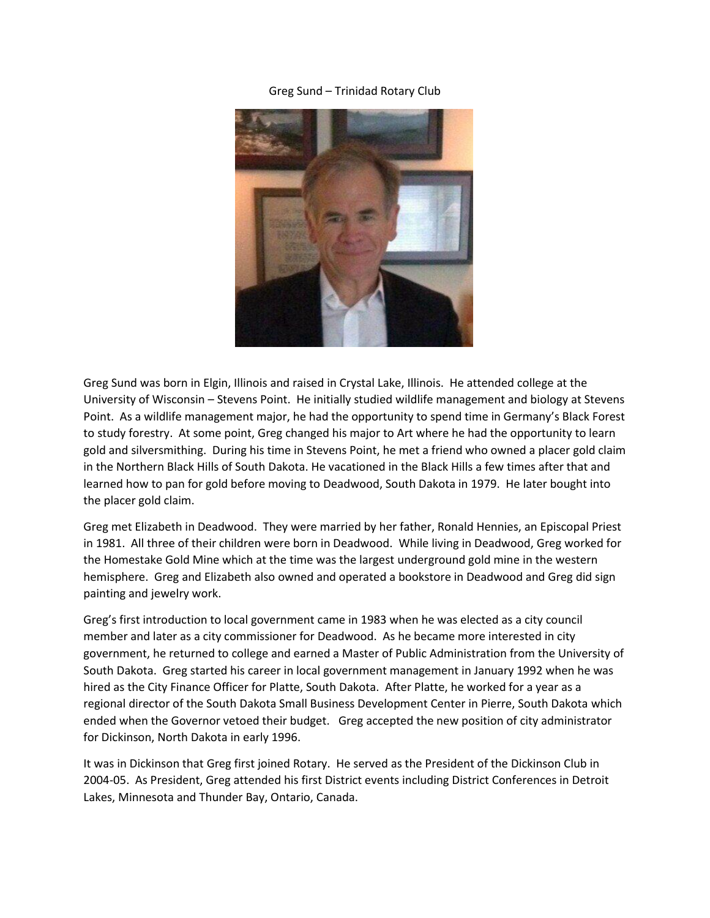Greg Sund – Trinidad Rotary Club

Greg Sund was born in Elgin, Illinois and raised in Crystal Lake, Illinois. He attended college at the University of Wisconsin – Stevens Point. He initially studied wildlife management and biology at Stevens Point. As a wildlife management major, he had the opportunity to spend time in Germany's Black Forest to study forestry. At some point, Greg changed his major to Art where he had the opportunity to learn gold and silversmithing. During his time in Stevens Point, he met a friend who owned a placer gold claim in the Northern Black Hills of South Dakota. He vacationed in the Black Hills a few times after that and learned how to pan for gold before moving to Deadwood, South Dakota in 1979. He later bought into the placer gold claim.

Greg met Elizabeth in Deadwood. They were married by her father, Ronald Hennies, an Episcopal Priest in 1981. All three of their children were born in Deadwood. While living in Deadwood, Greg worked for the Homestake Gold Mine which at the time was the largest underground gold mine in the western hemisphere. Greg and Elizabeth also owned and operated a bookstore in Deadwood and Greg did sign painting and jewelry work.

Greg's first introduction to local government came in 1983 when he was elected as a city council member and later as a city commissioner for Deadwood. As he became more interested in city government, he returned to college and earned a Master of Public Administration from the University of South Dakota. Greg started his career in local government management in January 1992 when he was hired as the City Finance Officer for Platte, South Dakota. After Platte, he worked for a year as a regional director of the South Dakota Small Business Development Center in Pierre, South Dakota which ended when the Governor vetoed their budget. Greg accepted the new position of city administrator for Dickinson, North Dakota in early 1996.

It was in Dickinson that Greg first joined Rotary. He served as the President of the Dickinson Club in 2004-05. As President, Greg attended his first District events including District Conferences in Detroit Lakes, Minnesota and Thunder Bay, Ontario, Canada.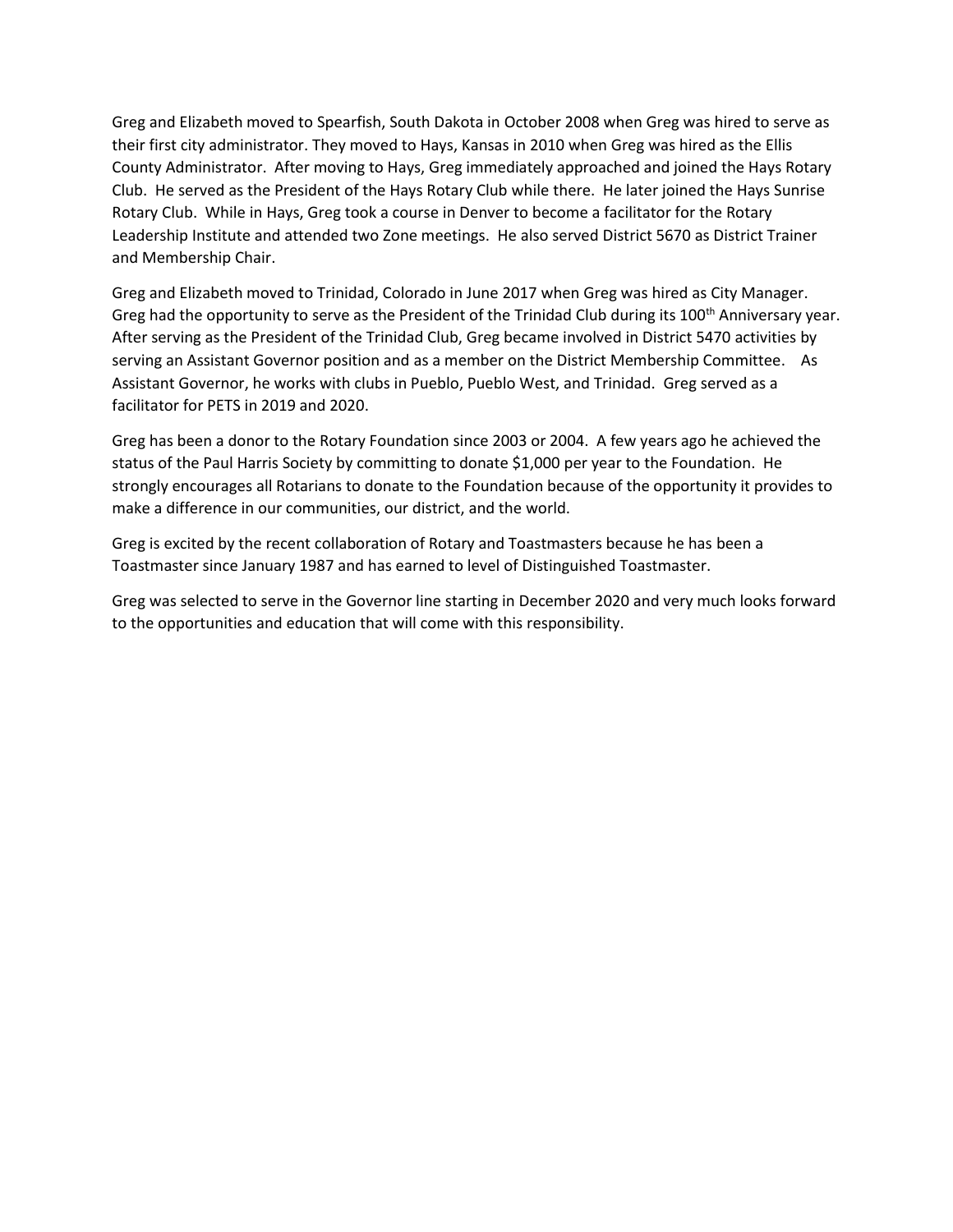Greg and Elizabeth moved to Spearfish, South Dakota in October 2008 when Greg was hired to serve as their first city administrator. They moved to Hays, Kansas in 2010 when Greg was hired as the Ellis County Administrator. After moving to Hays, Greg immediately approached and joined the Hays Rotary Club. He served as the President of the Hays Rotary Club while there. He later joined the Hays Sunrise Rotary Club. While in Hays, Greg took a course in Denver to become a facilitator for the Rotary Leadership Institute and attended two Zone meetings. He also served District 5670 as District Trainer and Membership Chair.

Greg and Elizabeth moved to Trinidad, Colorado in June 2017 when Greg was hired as City Manager. Greg had the opportunity to serve as the President of the Trinidad Club during its 100th Anniversary year. After serving as the President of the Trinidad Club, Greg became involved in District 5470 activities by serving an Assistant Governor position and as a member on the District Membership Committee. As Assistant Governor, he works with clubs in Pueblo, Pueblo West, and Trinidad. Greg served as a facilitator for PETS in 2019 and 2020.

Greg has been a donor to the Rotary Foundation since 2003 or 2004. A few years ago he achieved the status of the Paul Harris Society by committing to donate $1,000 per year to the Foundation. He strongly encourages all Rotarians to donate to the Foundation because of the opportunity it provides to make a difference in our communities, our district, and the world.

Greg is excited by the recent collaboration of Rotary and Toastmasters because he has been a Toastmaster since January 1987 and has earned to level of Distinguished Toastmaster.

Greg was selected to serve in the Governor line starting in December 2020 and very much looks forward to the opportunities and education that will come with this responsibility.